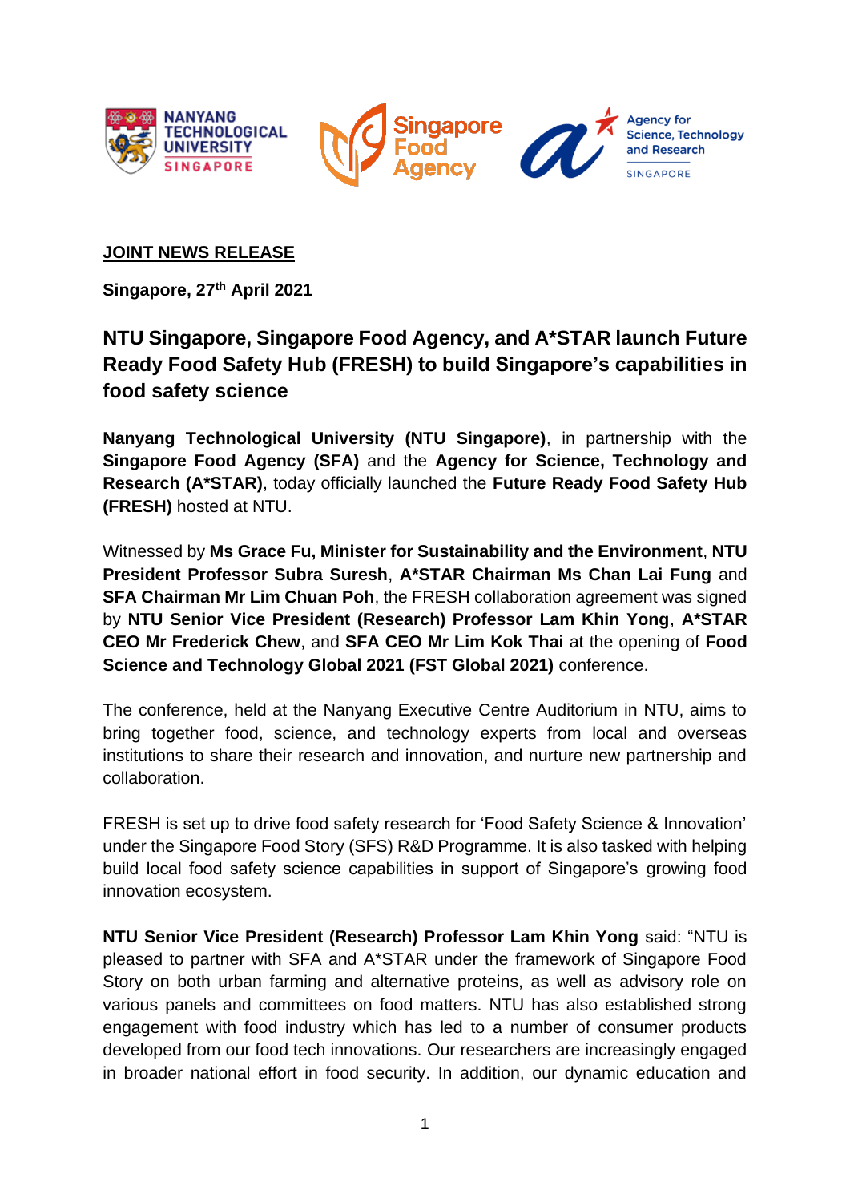**JOINT NEWS RELEASE**

**Singapore, 27th April 2021**

## NTU Singapore, Singapore Food Agency, and A*STAR launch Future Ready Food Safety Hub (FRESH) to build Singapore's capabilities in food safety science

**Nanyang Technological University (NTU Singapore)**, in partnership with the **Singapore Food Agency (SFA)** and the **Agency for Science, Technology and Research (A*STAR)**, today officially launched the **Future Ready Food Safety Hub (FRESH)** hosted at NTU.

Witnessed by **Ms Grace Fu, Minister for Sustainability and the Environment**, **NTU President Professor Subra Suresh**, **A*STAR Chairman Ms Chan Lai Fung** and **SFA Chairman Mr Lim Chuan Poh**, the FRESH collaboration agreement was signed by **NTU Senior Vice President (Research) Professor Lam Khin Yong**, **A*STAR CEO Mr Frederick Chew**, and **SFA CEO Mr Lim Kok Thai** at the opening of **Food Science and Technology Global 2021 (FST Global 2021)** conference.

The conference, held at the Nanyang Executive Centre Auditorium in NTU, aims to bring together food, science, and technology experts from local and overseas institutions to share their research and innovation, and nurture new partnership and collaboration.

FRESH is set up to drive food safety research for 'Food Safety Science & Innovation' under the Singapore Food Story (SFS) R&D Programme. It is also tasked with helping build local food safety science capabilities in support of Singapore's growing food innovation ecosystem.

**NTU Senior Vice President (Research) Professor Lam Khin Yong** said: "NTU is pleased to partner with SFA and A*STAR under the framework of Singapore Food Story on both urban farming and alternative proteins, as well as advisory role on various panels and committees on food matters. NTU has also established strong engagement with food industry which has led to a number of consumer products developed from our food tech innovations. Our researchers are increasingly engaged in broader national effort in food security. In addition, our dynamic education and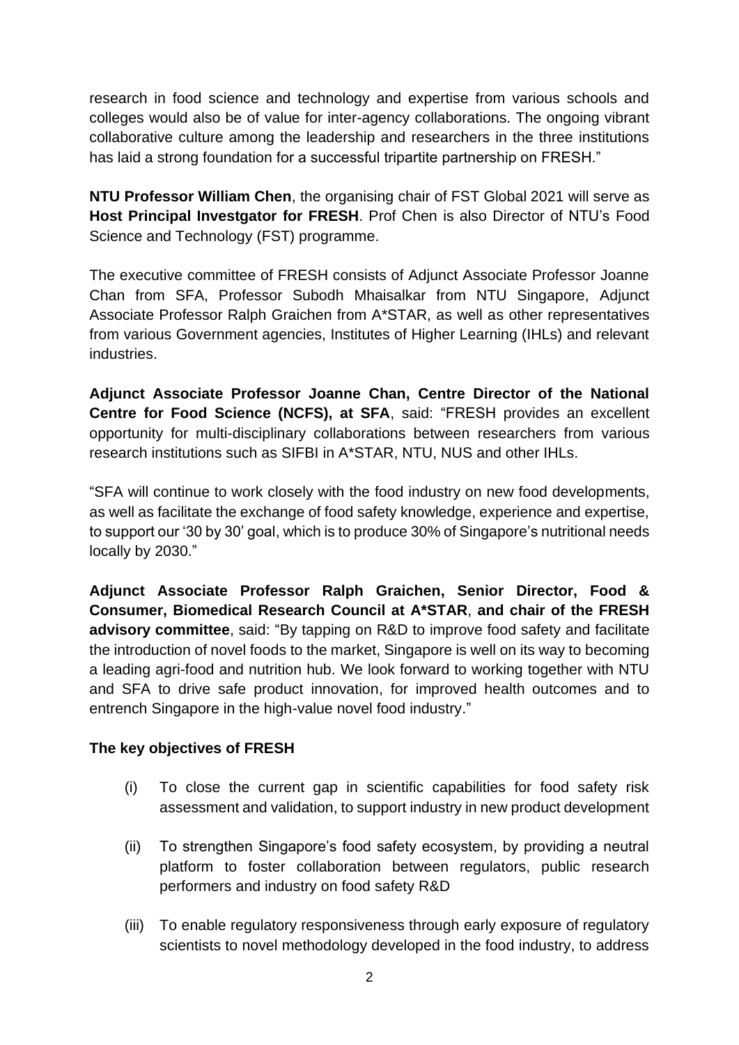research in food science and technology and expertise from various schools and colleges would also be of value for inter-agency collaborations. The ongoing vibrant collaborative culture among the leadership and researchers in the three institutions has laid a strong foundation for a successful tripartite partnership on FRESH."

**NTU Professor William Chen**, the organising chair of FST Global 2021 will serve as **Host Principal Investgator for FRESH**. Prof Chen is also Director of NTU's Food Science and Technology (FST) programme.

The executive committee of FRESH consists of Adjunct Associate Professor Joanne Chan from SFA, Professor Subodh Mhaisalkar from NTU Singapore, Adjunct Associate Professor Ralph Graichen from A*STAR, as well as other representatives from various Government agencies, Institutes of Higher Learning (IHLs) and relevant industries.

**Adjunct Associate Professor Joanne Chan, Centre Director of the National Centre for Food Science (NCFS), at SFA**, said: "FRESH provides an excellent opportunity for multi-disciplinary collaborations between researchers from various research institutions such as SIFBI in A*STAR, NTU, NUS and other IHLs.

"SFA will continue to work closely with the food industry on new food developments, as well as facilitate the exchange of food safety knowledge, experience and expertise, to support our '30 by 30' goal, which is to produce 30% of Singapore's nutritional needs locally by 2030."

**Adjunct Associate Professor Ralph Graichen, Senior Director, Food & Consumer, Biomedical Research Council at A*STAR**, **and chair of the FRESH advisory committee**, said: "By tapping on R&D to improve food safety and facilitate the introduction of novel foods to the market, Singapore is well on its way to becoming a leading agri-food and nutrition hub. We look forward to working together with NTU and SFA to drive safe product innovation, for improved health outcomes and to entrench Singapore in the high-value novel food industry."

**The key objectives of FRESH**

(i) To close the current gap in scientific capabilities for food safety risk assessment and validation, to support industry in new product development

(ii) To strengthen Singapore's food safety ecosystem, by providing a neutral platform to foster collaboration between regulators, public research performers and industry on food safety R&D

(iii) To enable regulatory responsiveness through early exposure of regulatory scientists to novel methodology developed in the food industry, to address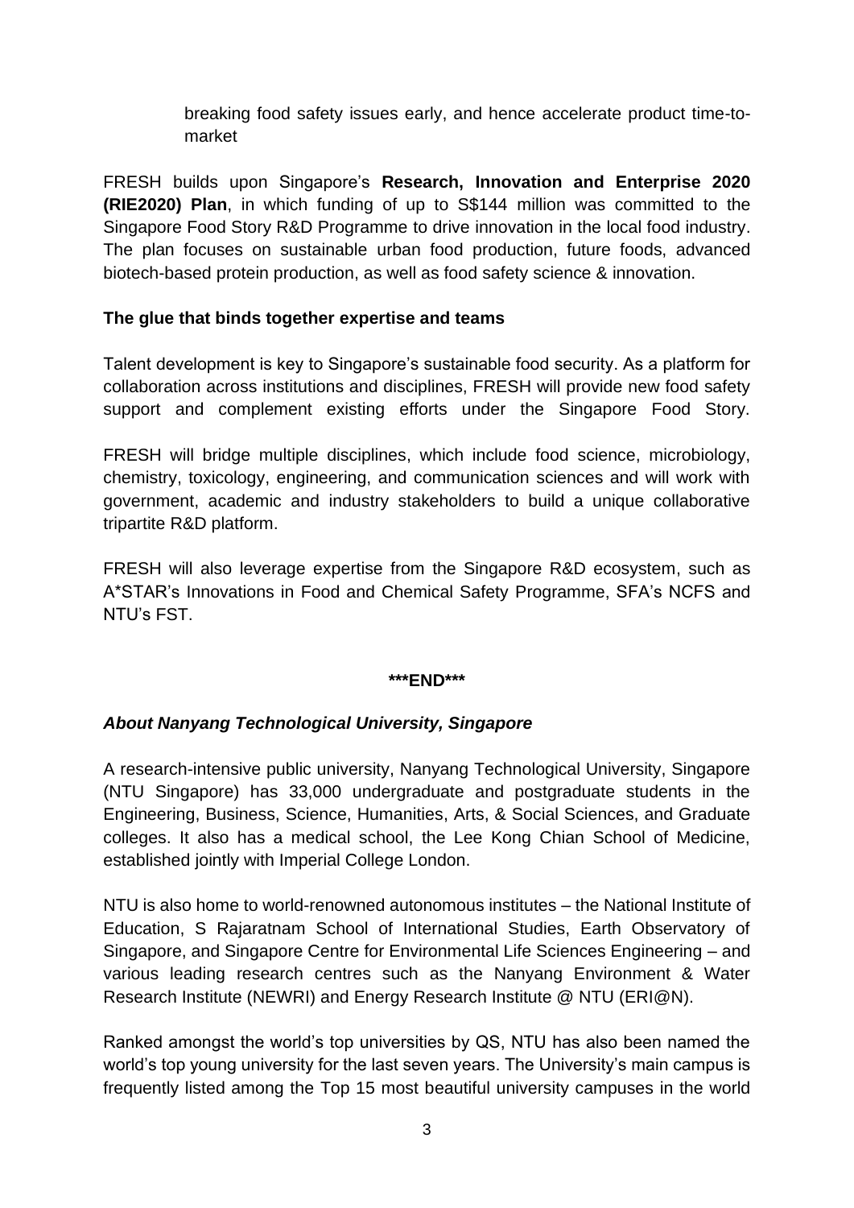breaking food safety issues early, and hence accelerate product time-to-market

FRESH builds upon Singapore's **Research, Innovation and Enterprise 2020 (RIE2020) Plan**, in which funding of up to S$144 million was committed to the Singapore Food Story R&D Programme to drive innovation in the local food industry. The plan focuses on sustainable urban food production, future foods, advanced biotech-based protein production, as well as food safety science & innovation.

**The glue that binds together expertise and teams**

Talent development is key to Singapore's sustainable food security. As a platform for collaboration across institutions and disciplines, FRESH will provide new food safety support and complement existing efforts under the Singapore Food Story.

FRESH will bridge multiple disciplines, which include food science, microbiology, chemistry, toxicology, engineering, and communication sciences and will work with government, academic and industry stakeholders to build a unique collaborative tripartite R&D platform.

FRESH will also leverage expertise from the Singapore R&D ecosystem, such as A*STAR's Innovations in Food and Chemical Safety Programme, SFA's NCFS and NTU's FST.

**\*\*\*END\*\*\***

***About Nanyang Technological University, Singapore***

A research-intensive public university, Nanyang Technological University, Singapore (NTU Singapore) has 33,000 undergraduate and postgraduate students in the Engineering, Business, Science, Humanities, Arts, & Social Sciences, and Graduate colleges. It also has a medical school, the Lee Kong Chian School of Medicine, established jointly with Imperial College London.

NTU is also home to world-renowned autonomous institutes – the National Institute of Education, S Rajaratnam School of International Studies, Earth Observatory of Singapore, and Singapore Centre for Environmental Life Sciences Engineering – and various leading research centres such as the Nanyang Environment & Water Research Institute (NEWRI) and Energy Research Institute @ NTU (ERI@N).

Ranked amongst the world's top universities by QS, NTU has also been named the world's top young university for the last seven years. The University's main campus is frequently listed among the Top 15 most beautiful university campuses in the world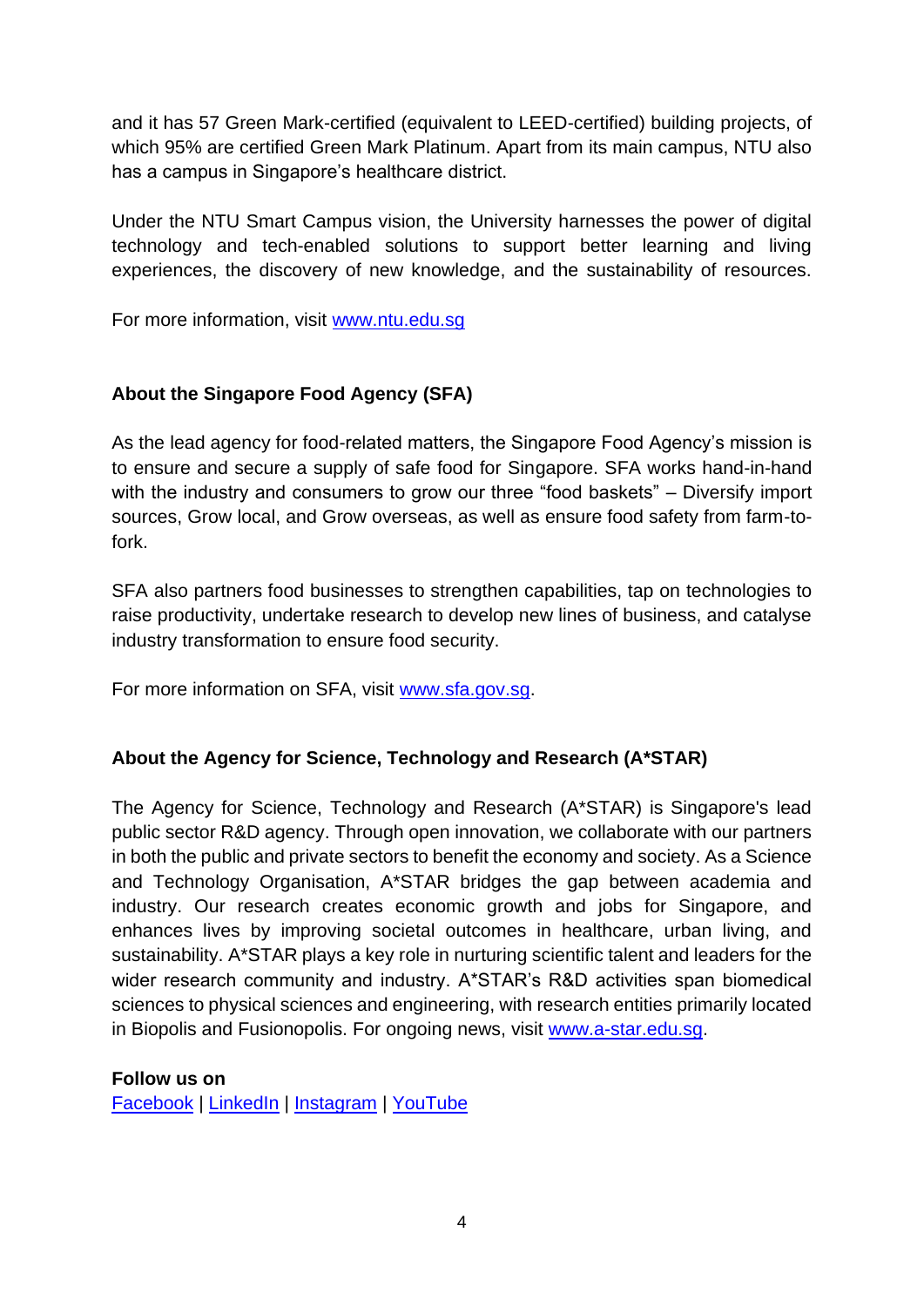and it has 57 Green Mark-certified (equivalent to LEED-certified) building projects, of which 95% are certified Green Mark Platinum. Apart from its main campus, NTU also has a campus in Singapore's healthcare district.

Under the NTU Smart Campus vision, the University harnesses the power of digital technology and tech-enabled solutions to support better learning and living experiences, the discovery of new knowledge, and the sustainability of resources.

For more information, visit [www.ntu.edu.sg](http://www.ntu.edu.sg)

**About the Singapore Food Agency (SFA)**

As the lead agency for food-related matters, the Singapore Food Agency's mission is to ensure and secure a supply of safe food for Singapore. SFA works hand-in-hand with the industry and consumers to grow our three "food baskets" – Diversify import sources, Grow local, and Grow overseas, as well as ensure food safety from farm-to-fork.

SFA also partners food businesses to strengthen capabilities, tap on technologies to raise productivity, undertake research to develop new lines of business, and catalyse industry transformation to ensure food security.

For more information on SFA, visit [www.sfa.gov.sg](http://www.sfa.gov.sg).

**About the Agency for Science, Technology and Research (A*STAR)**

The Agency for Science, Technology and Research (A*STAR) is Singapore's lead public sector R&D agency. Through open innovation, we collaborate with our partners in both the public and private sectors to benefit the economy and society. As a Science and Technology Organisation, A*STAR bridges the gap between academia and industry. Our research creates economic growth and jobs for Singapore, and enhances lives by improving societal outcomes in healthcare, urban living, and sustainability. A*STAR plays a key role in nurturing scientific talent and leaders for the wider research community and industry. A*STAR's R&D activities span biomedical sciences to physical sciences and engineering, with research entities primarily located in Biopolis and Fusionopolis. For ongoing news, visit [www.a-star.edu.sg](http://www.a-star.edu.sg).

**Follow us on**
Facebook | LinkedIn | Instagram | YouTube